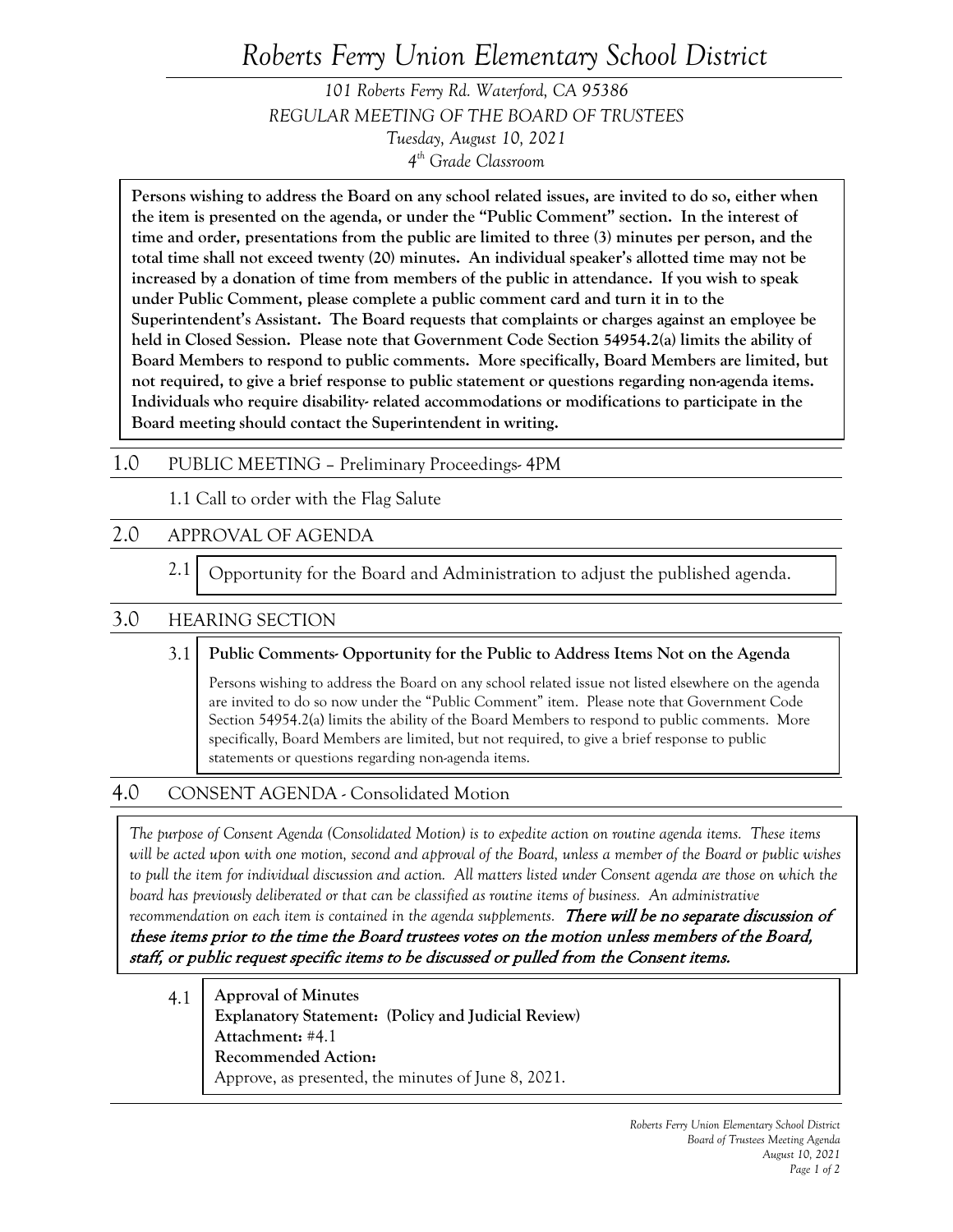# Roberts Ferry Union Elementary School District

*101 Roberts Ferry Rd. Waterford, CA 95386*
*REGULAR MEETING OF THE BOARD OF TRUSTEES*
*Tuesday, August 10, 2021*
*4th Grade Classroom*

**Persons wishing to address the Board on any school related issues, are invited to do so, either when the item is presented on the agenda, or under the "Public Comment" section. In the interest of time and order, presentations from the public are limited to three (3) minutes per person, and the total time shall not exceed twenty (20) minutes. An individual speaker's allotted time may not be increased by a donation of time from members of the public in attendance. If you wish to speak under Public Comment, please complete a public comment card and turn it in to the Superintendent's Assistant. The Board requests that complaints or charges against an employee be held in Closed Session. Please note that Government Code Section 54954.2(a) limits the ability of Board Members to respond to public comments. More specifically, Board Members are limited, but not required, to give a brief response to public statement or questions regarding non-agenda items. Individuals who require disability- related accommodations or modifications to participate in the Board meeting should contact the Superintendent in writing.**

## 1.0 PUBLIC MEETING – Preliminary Proceedings- 4PM

1.1 Call to order with the Flag Salute

## 2.0 APPROVAL OF AGENDA

2.1 Opportunity for the Board and Administration to adjust the published agenda.

## 3.0 HEARING SECTION

3.1 **Public Comments- Opportunity for the Public to Address Items Not on the Agenda**

Persons wishing to address the Board on any school related issue not listed elsewhere on the agenda are invited to do so now under the "Public Comment" item. Please note that Government Code Section 54954.2(a) limits the ability of the Board Members to respond to public comments. More specifically, Board Members are limited, but not required, to give a brief response to public statements or questions regarding non-agenda items.

## 4.0 CONSENT AGENDA - Consolidated Motion

*The purpose of Consent Agenda (Consolidated Motion) is to expedite action on routine agenda items. These items will be acted upon with one motion, second and approval of the Board, unless a member of the Board or public wishes to pull the item for individual discussion and action. All matters listed under Consent agenda are those on which the board has previously deliberated or that can be classified as routine items of business. An administrative recommendation on each item is contained in the agenda supplements.* ***There will be no separate discussion of these items prior to the time the Board trustees votes on the motion unless members of the Board, staff, or public request specific items to be discussed or pulled from the Consent items.***

4.1 **Approval of Minutes**
**Explanatory Statement: (Policy and Judicial Review)**
**Attachment:** #4.1
**Recommended Action:**
Approve, as presented, the minutes of June 8, 2021.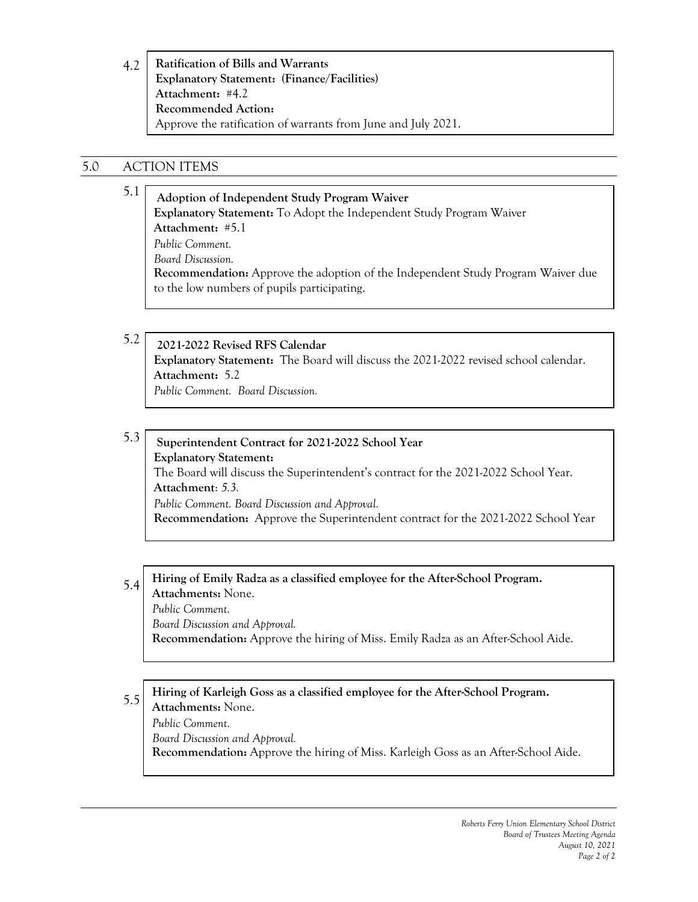4.2 **Ratification of Bills and Warrants**
**Explanatory Statement: (Finance/Facilities)**
**Attachment:** #4.2
**Recommended Action:**
Approve the ratification of warrants from June and July 2021.

## 5.0 ACTION ITEMS

5.1 **Adoption of Independent Study Program Waiver**
**Explanatory Statement:** To Adopt the Independent Study Program Waiver
**Attachment:** #5.1
*Public Comment.*
*Board Discussion.*
**Recommendation:** Approve the adoption of the Independent Study Program Waiver due to the low numbers of pupils participating.

5.2 **2021-2022 Revised RFS Calendar**
**Explanatory Statement:** The Board will discuss the 2021-2022 revised school calendar.
**Attachment:** 5.2
*Public Comment. Board Discussion.*

5.3 **Superintendent Contract for 2021-2022 School Year**
**Explanatory Statement:**
The Board will discuss the Superintendent's contract for the 2021-2022 School Year.
**Attachment**: *5.3.*
*Public Comment. Board Discussion and Approval.*
**Recommendation:** Approve the Superintendent contract for the 2021-2022 School Year

5.4 **Hiring of Emily Radza as a classified employee for the After-School Program.**
**Attachments:** None.
*Public Comment.*
*Board Discussion and Approval.*
**Recommendation:** Approve the hiring of Miss. Emily Radza as an After-School Aide.

5.5 **Hiring of Karleigh Goss as a classified employee for the After-School Program.**
**Attachments:** None.
*Public Comment.*
*Board Discussion and Approval.*
**Recommendation:** Approve the hiring of Miss. Karleigh Goss as an After-School Aide.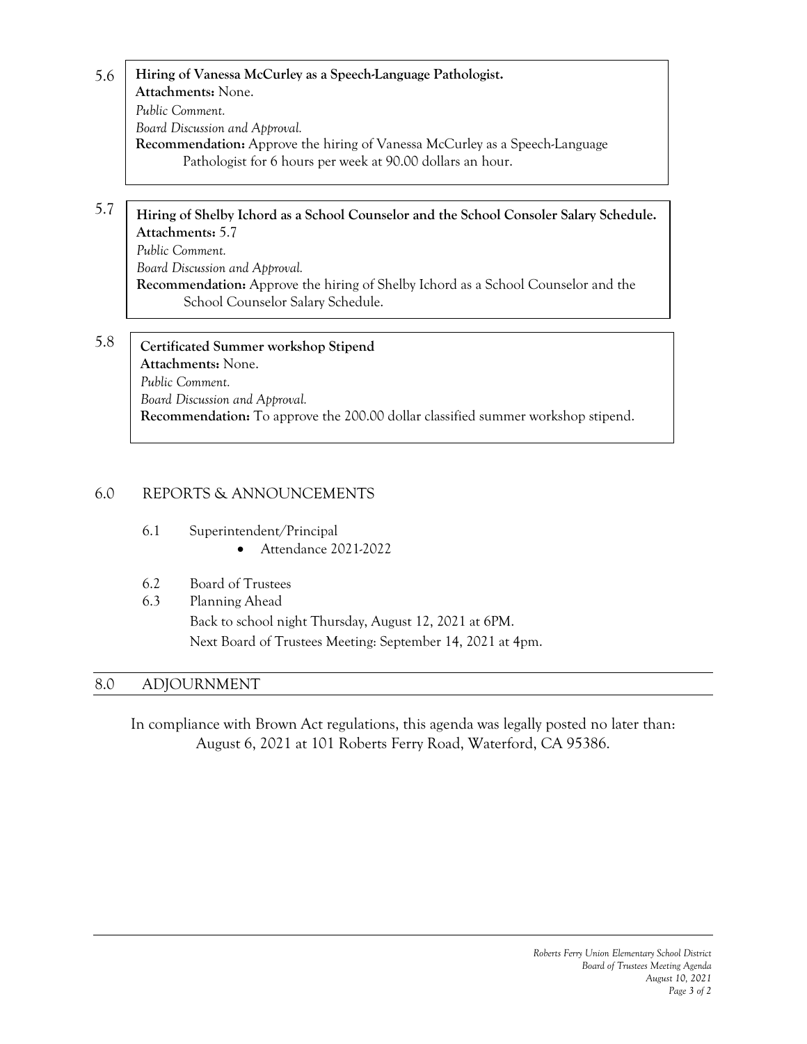5.6 **Hiring of Vanessa McCurley as a Speech-Language Pathologist.**
**Attachments:** None.
*Public Comment.*
*Board Discussion and Approval.*
**Recommendation:** Approve the hiring of Vanessa McCurley as a Speech-Language Pathologist for 6 hours per week at 90.00 dollars an hour.

5.7 **Hiring of Shelby Ichord as a School Counselor and the School Consoler Salary Schedule.**
**Attachments:** 5.7
*Public Comment.*
*Board Discussion and Approval.*
**Recommendation:** Approve the hiring of Shelby Ichord as a School Counselor and the School Counselor Salary Schedule.

5.8 **Certificated Summer workshop Stipend**
**Attachments:** None.
*Public Comment.*
*Board Discussion and Approval.*
**Recommendation:** To approve the 200.00 dollar classified summer workshop stipend.

## 6.0 REPORTS & ANNOUNCEMENTS

6.1 Superintendent/Principal

- Attendance 2021-2022

6.2 Board of Trustees

6.3 Planning Ahead

Back to school night Thursday, August 12, 2021 at 6PM.

Next Board of Trustees Meeting: September 14, 2021 at 4pm.

## 8.0 ADJOURNMENT

In compliance with Brown Act regulations, this agenda was legally posted no later than: August 6, 2021 at 101 Roberts Ferry Road, Waterford, CA 95386.